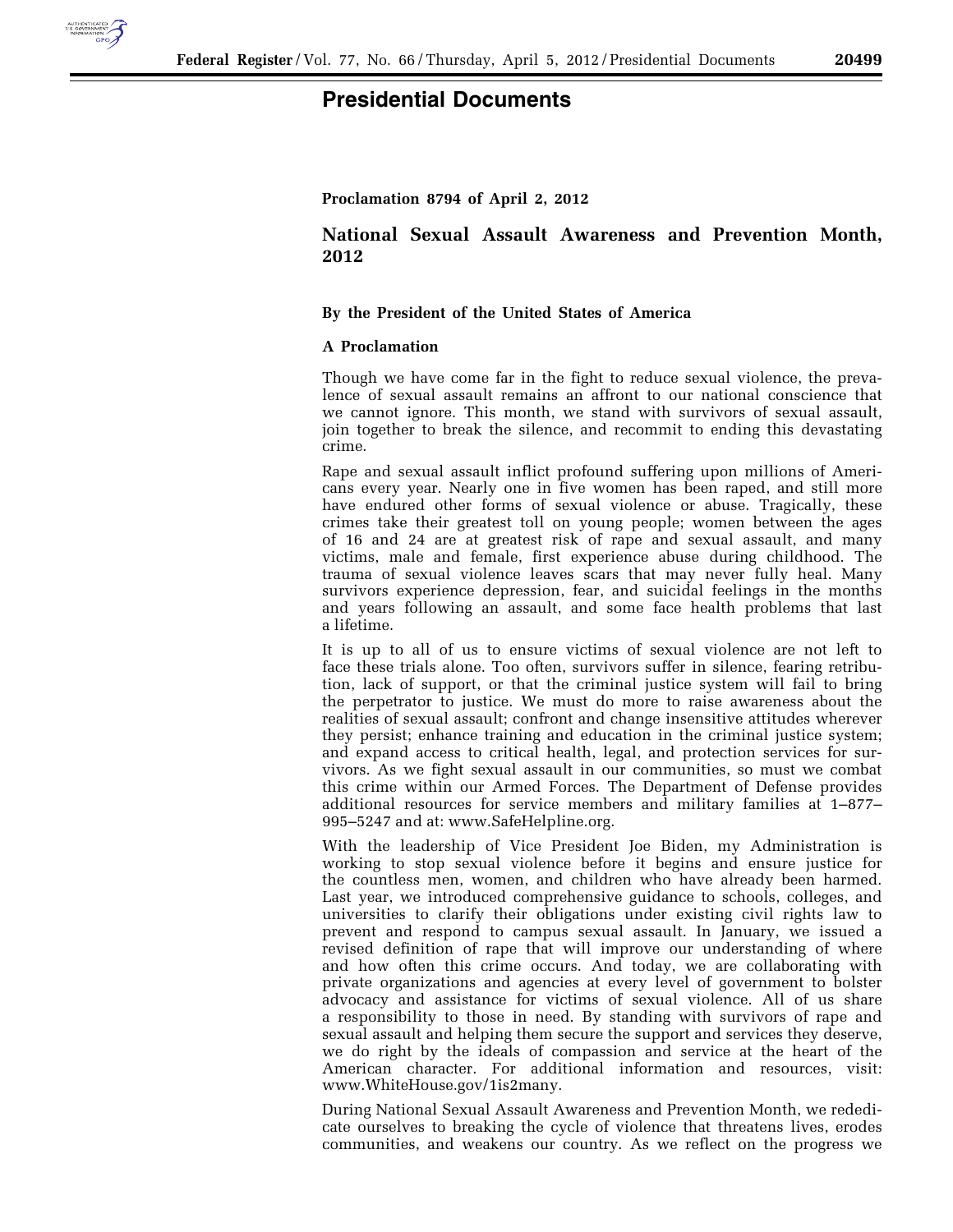# Presidential Documents

**Proclamation 8794 of April 2, 2012**

## National Sexual Assault Awareness and Prevention Month, 2012

**By the President of the United States of America**

**A Proclamation**

Though we have come far in the fight to reduce sexual violence, the prevalence of sexual assault remains an affront to our national conscience that we cannot ignore. This month, we stand with survivors of sexual assault, join together to break the silence, and recommit to ending this devastating crime.

Rape and sexual assault inflict profound suffering upon millions of Americans every year. Nearly one in five women has been raped, and still more have endured other forms of sexual violence or abuse. Tragically, these crimes take their greatest toll on young people; women between the ages of 16 and 24 are at greatest risk of rape and sexual assault, and many victims, male and female, first experience abuse during childhood. The trauma of sexual violence leaves scars that may never fully heal. Many survivors experience depression, fear, and suicidal feelings in the months and years following an assault, and some face health problems that last a lifetime.

It is up to all of us to ensure victims of sexual violence are not left to face these trials alone. Too often, survivors suffer in silence, fearing retribution, lack of support, or that the criminal justice system will fail to bring the perpetrator to justice. We must do more to raise awareness about the realities of sexual assault; confront and change insensitive attitudes wherever they persist; enhance training and education in the criminal justice system; and expand access to critical health, legal, and protection services for survivors. As we fight sexual assault in our communities, so must we combat this crime within our Armed Forces. The Department of Defense provides additional resources for service members and military families at 1–877–995–5247 and at: www.SafeHelpline.org.

With the leadership of Vice President Joe Biden, my Administration is working to stop sexual violence before it begins and ensure justice for the countless men, women, and children who have already been harmed. Last year, we introduced comprehensive guidance to schools, colleges, and universities to clarify their obligations under existing civil rights law to prevent and respond to campus sexual assault. In January, we issued a revised definition of rape that will improve our understanding of where and how often this crime occurs. And today, we are collaborating with private organizations and agencies at every level of government to bolster advocacy and assistance for victims of sexual violence. All of us share a responsibility to those in need. By standing with survivors of rape and sexual assault and helping them secure the support and services they deserve, we do right by the ideals of compassion and service at the heart of the American character. For additional information and resources, visit: www.WhiteHouse.gov/1is2many.

During National Sexual Assault Awareness and Prevention Month, we rededicate ourselves to breaking the cycle of violence that threatens lives, erodes communities, and weakens our country. As we reflect on the progress we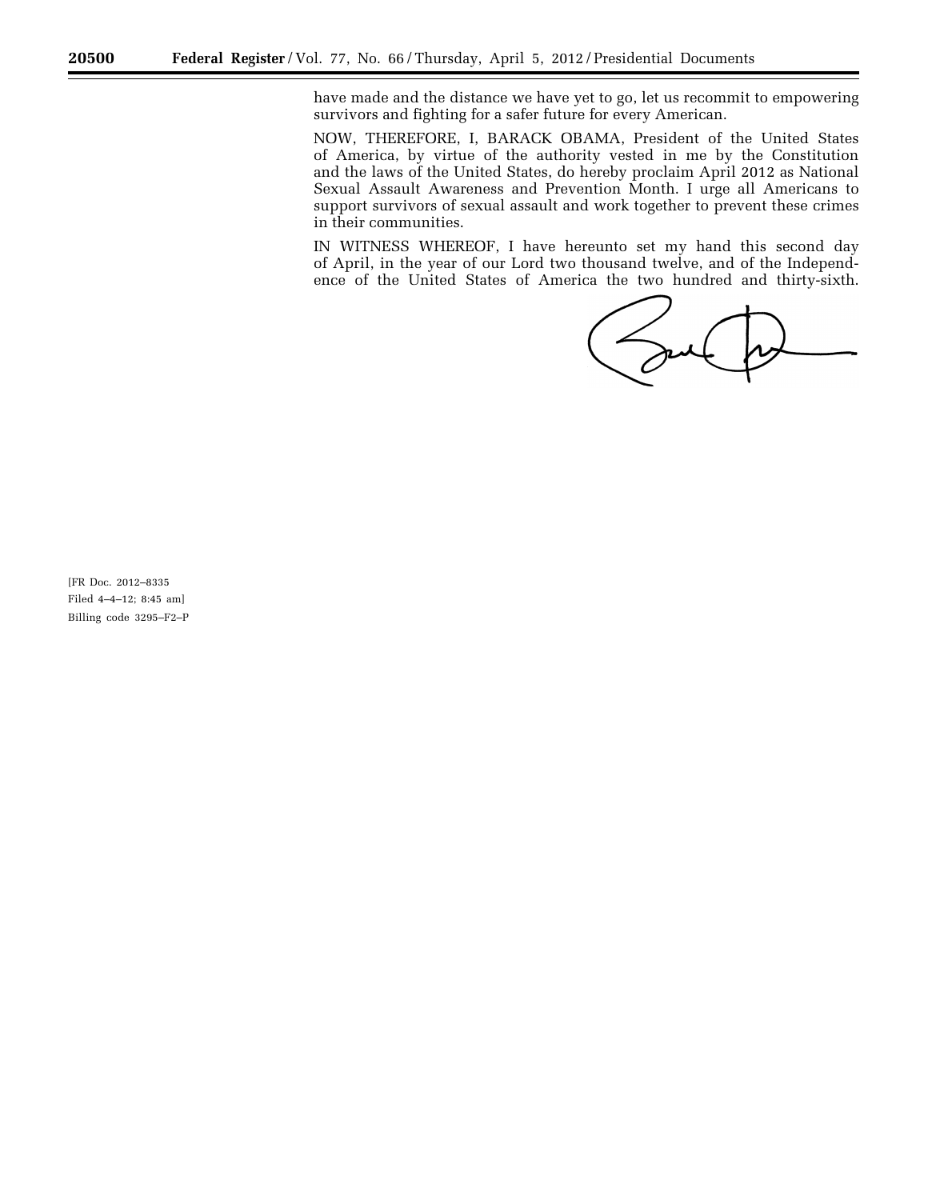have made and the distance we have yet to go, let us recommit to empowering survivors and fighting for a safer future for every American.

NOW, THEREFORE, I, BARACK OBAMA, President of the United States of America, by virtue of the authority vested in me by the Constitution and the laws of the United States, do hereby proclaim April 2012 as National Sexual Assault Awareness and Prevention Month. I urge all Americans to support survivors of sexual assault and work together to prevent these crimes in their communities.

IN WITNESS WHEREOF, I have hereunto set my hand this second day of April, in the year of our Lord two thousand twelve, and of the Independence of the United States of America the two hundred and thirty-sixth.

[FR Doc. 2012–8335
Filed 4–4–12; 8:45 am]
Billing code 3295–F2–P